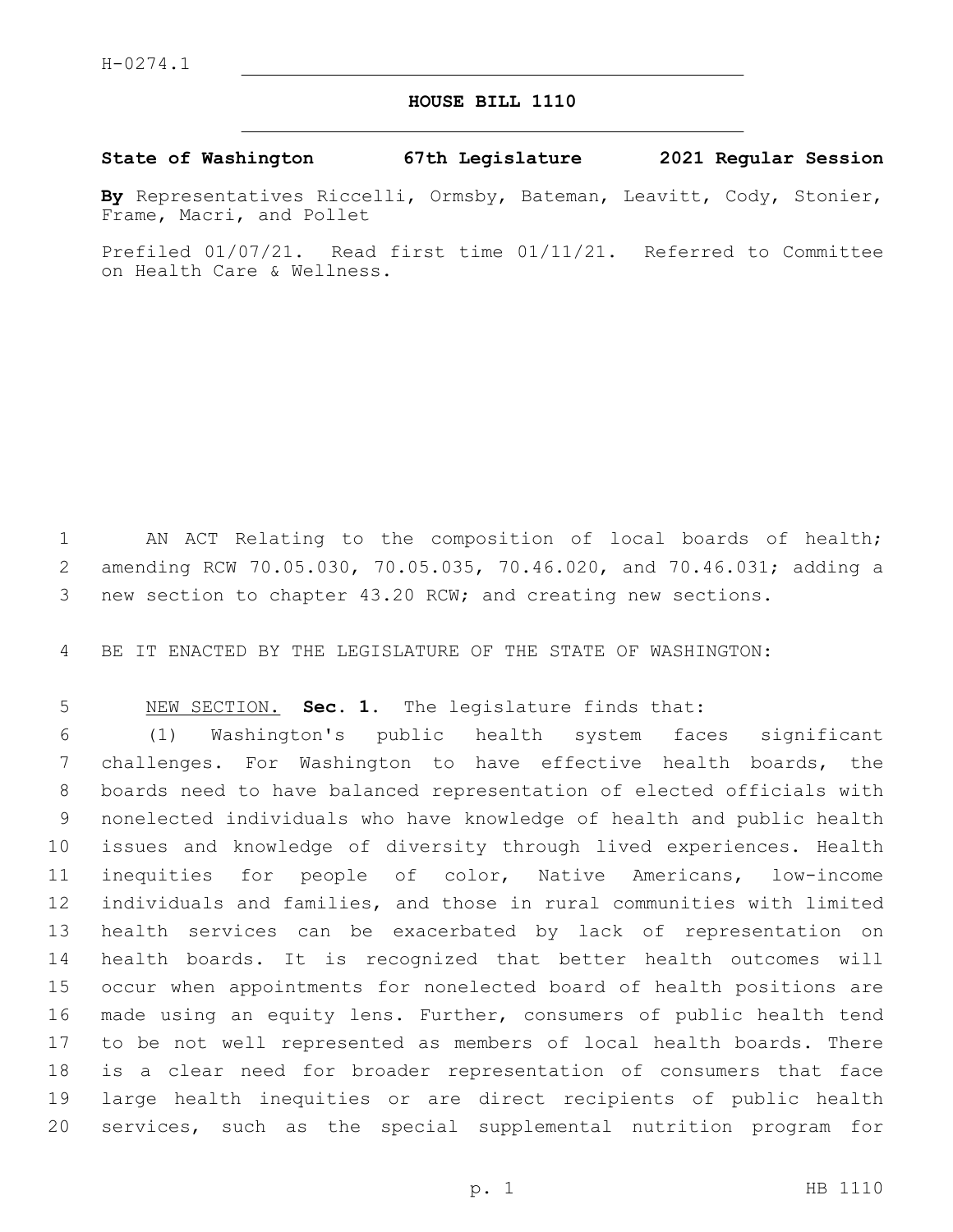H-0274.1

# HOUSE BILL 1110

**State of Washington 67th Legislature 2021 Regular Session**

**By** Representatives Riccelli, Ormsby, Bateman, Leavitt, Cody, Stonier, Frame, Macri, and Pollet

Prefiled 01/07/21. Read first time 01/11/21. Referred to Committee on Health Care & Wellness.

AN ACT Relating to the composition of local boards of health; amending RCW 70.05.030, 70.05.035, 70.46.020, and 70.46.031; adding a new section to chapter 43.20 RCW; and creating new sections.

BE IT ENACTED BY THE LEGISLATURE OF THE STATE OF WASHINGTON:

NEW SECTION. **Sec. 1.** The legislature finds that:

(1) Washington's public health system faces significant challenges. For Washington to have effective health boards, the boards need to have balanced representation of elected officials with nonelected individuals who have knowledge of health and public health issues and knowledge of diversity through lived experiences. Health inequities for people of color, Native Americans, low-income individuals and families, and those in rural communities with limited health services can be exacerbated by lack of representation on health boards. It is recognized that better health outcomes will occur when appointments for nonelected board of health positions are made using an equity lens. Further, consumers of public health tend to be not well represented as members of local health boards. There is a clear need for broader representation of consumers that face large health inequities or are direct recipients of public health services, such as the special supplemental nutrition program for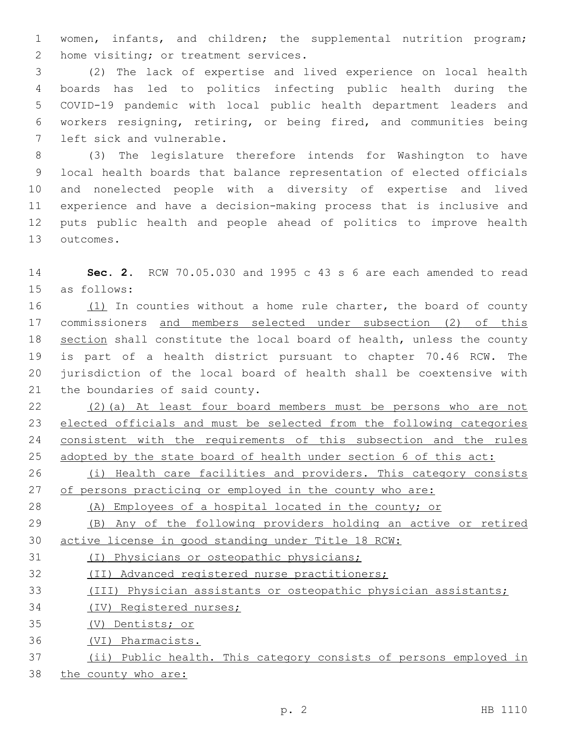women, infants, and children; the supplemental nutrition program; home visiting; or treatment services.

(2) The lack of expertise and lived experience on local health boards has led to politics infecting public health during the COVID-19 pandemic with local public health department leaders and workers resigning, retiring, or being fired, and communities being left sick and vulnerable.

(3) The legislature therefore intends for Washington to have local health boards that balance representation of elected officials and nonelected people with a diversity of expertise and lived experience and have a decision-making process that is inclusive and puts public health and people ahead of politics to improve health outcomes.

**Sec. 2.** RCW 70.05.030 and 1995 c 43 s 6 are each amended to read as follows:

<u>(1)</u> In counties without a home rule charter, the board of county commissioners <u>and members selected under subsection (2) of this section</u> shall constitute the local board of health, unless the county is part of a health district pursuant to chapter 70.46 RCW. The jurisdiction of the local board of health shall be coextensive with the boundaries of said county.

<u>(2)(a) At least four board members must be persons who are not elected officials and must be selected from the following categories consistent with the requirements of this subsection and the rules adopted by the state board of health under section 6 of this act:</u>

<u>(i) Health care facilities and providers. This category consists of persons practicing or employed in the county who are:</u>

<u>(A) Employees of a hospital located in the county; or</u>

<u>(B) Any of the following providers holding an active or retired active license in good standing under Title 18 RCW:</u>

<u>(I) Physicians or osteopathic physicians;</u>

<u>(II) Advanced registered nurse practitioners;</u>

<u>(III) Physician assistants or osteopathic physician assistants;</u>

<u>(IV) Registered nurses;</u>

<u>(V) Dentists; or</u>

<u>(VI) Pharmacists.</u>

<u>(ii) Public health. This category consists of persons employed in the county who are:</u>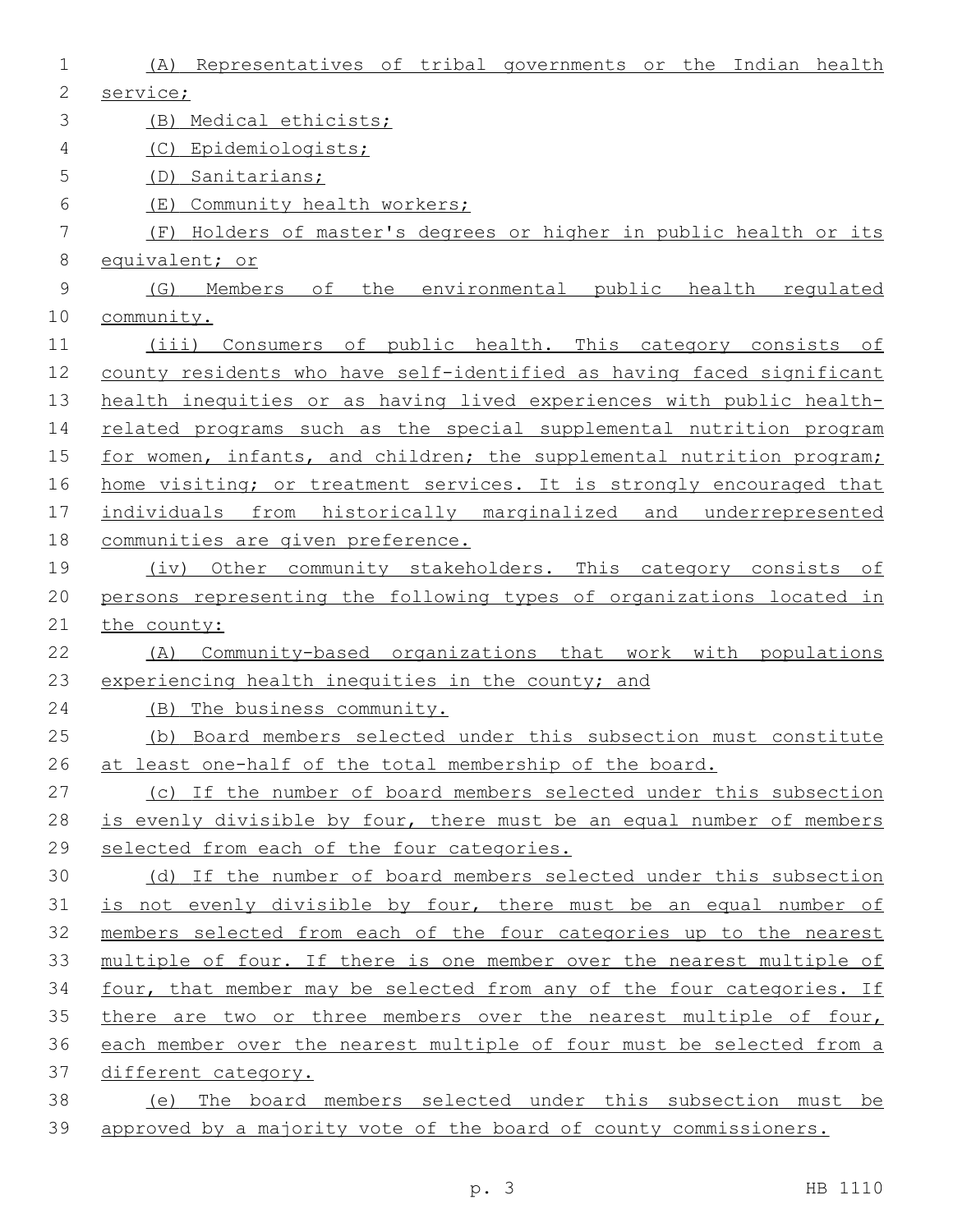(A) Representatives of tribal governments or the Indian health service;

(B) Medical ethicists;

(C) Epidemiologists;

(D) Sanitarians;

(E) Community health workers;

(F) Holders of master's degrees or higher in public health or its equivalent; or

(G) Members of the environmental public health regulated community.

(iii) Consumers of public health. This category consists of county residents who have self-identified as having faced significant health inequities or as having lived experiences with public health-related programs such as the special supplemental nutrition program for women, infants, and children; the supplemental nutrition program; home visiting; or treatment services. It is strongly encouraged that individuals from historically marginalized and underrepresented communities are given preference.

(iv) Other community stakeholders. This category consists of persons representing the following types of organizations located in the county:

(A) Community-based organizations that work with populations experiencing health inequities in the county; and

(B) The business community.

(b) Board members selected under this subsection must constitute at least one-half of the total membership of the board.

(c) If the number of board members selected under this subsection is evenly divisible by four, there must be an equal number of members selected from each of the four categories.

(d) If the number of board members selected under this subsection is not evenly divisible by four, there must be an equal number of members selected from each of the four categories up to the nearest multiple of four. If there is one member over the nearest multiple of four, that member may be selected from any of the four categories. If there are two or three members over the nearest multiple of four, each member over the nearest multiple of four must be selected from a different category.

(e) The board members selected under this subsection must be approved by a majority vote of the board of county commissioners.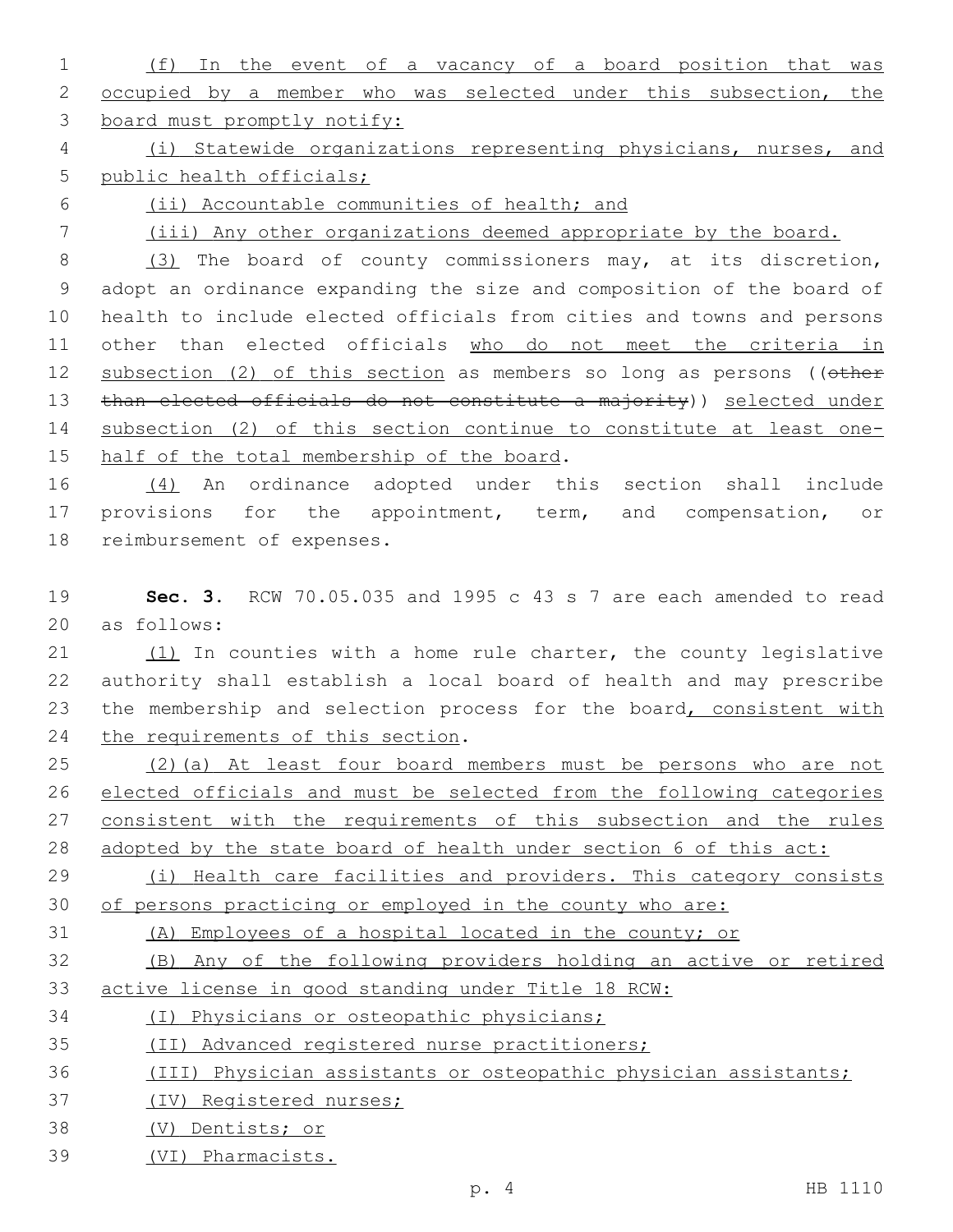(f) In the event of a vacancy of a board position that was occupied by a member who was selected under this subsection, the board must promptly notify:

(i) Statewide organizations representing physicians, nurses, and public health officials;

(ii) Accountable communities of health; and

(iii) Any other organizations deemed appropriate by the board.

(3) The board of county commissioners may, at its discretion, adopt an ordinance expanding the size and composition of the board of health to include elected officials from cities and towns and persons other than elected officials who do not meet the criteria in subsection (2) of this section as members so long as persons ((~~other than elected officials do not constitute a majority~~)) selected under subsection (2) of this section continue to constitute at least one-half of the total membership of the board.

(4) An ordinance adopted under this section shall include provisions for the appointment, term, and compensation, or reimbursement of expenses.

**Sec. 3.** RCW 70.05.035 and 1995 c 43 s 7 are each amended to read as follows:

(1) In counties with a home rule charter, the county legislative authority shall establish a local board of health and may prescribe the membership and selection process for the board, consistent with the requirements of this section.

(2)(a) At least four board members must be persons who are not elected officials and must be selected from the following categories consistent with the requirements of this subsection and the rules adopted by the state board of health under section 6 of this act:

(i) Health care facilities and providers. This category consists of persons practicing or employed in the county who are:

(A) Employees of a hospital located in the county; or

(B) Any of the following providers holding an active or retired active license in good standing under Title 18 RCW:

(I) Physicians or osteopathic physicians;

(II) Advanced registered nurse practitioners;

(III) Physician assistants or osteopathic physician assistants;

(IV) Registered nurses;

(V) Dentists; or

(VI) Pharmacists.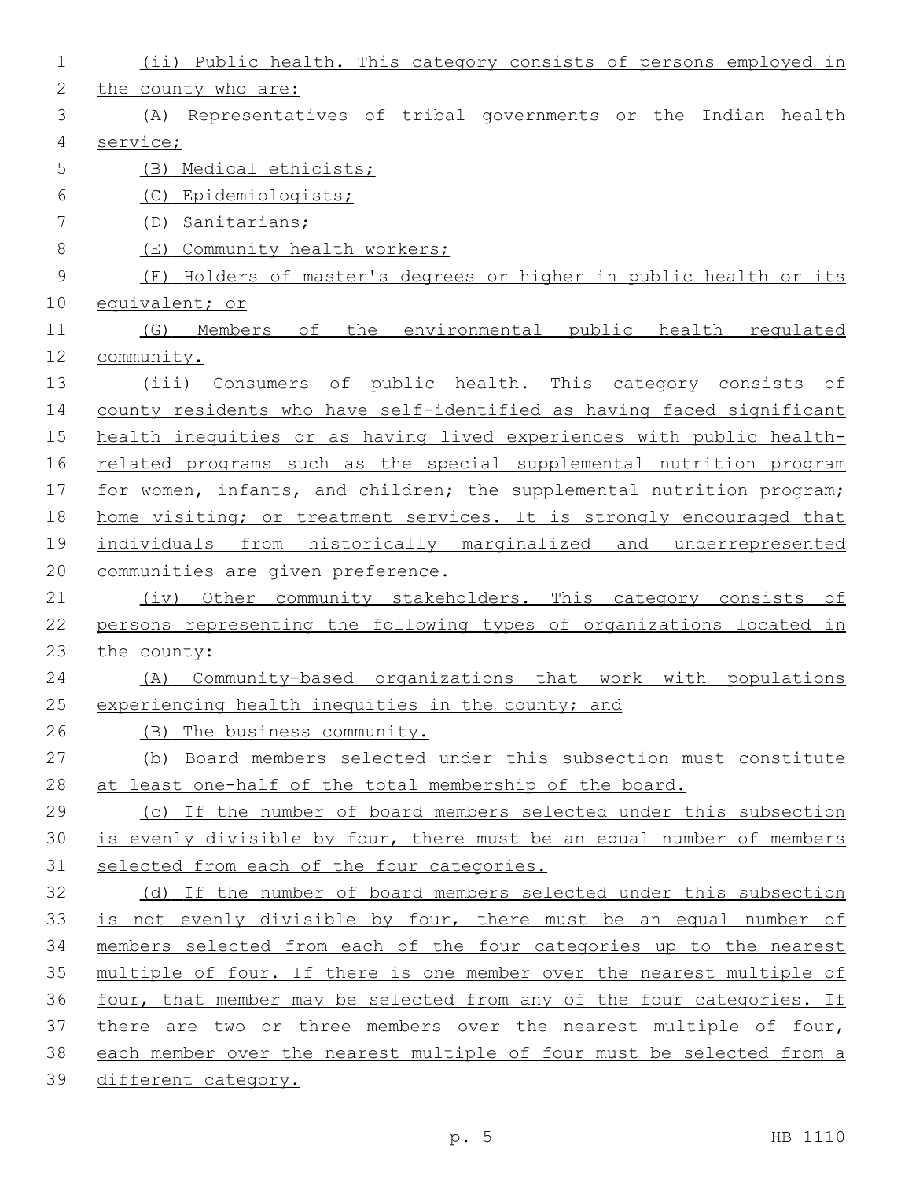(ii) Public health. This category consists of persons employed in the county who are:

(A) Representatives of tribal governments or the Indian health service;

(B) Medical ethicists;

(C) Epidemiologists;

(D) Sanitarians;

(E) Community health workers;

(F) Holders of master's degrees or higher in public health or its equivalent; or

(G) Members of the environmental public health regulated community.

(iii) Consumers of public health. This category consists of county residents who have self-identified as having faced significant health inequities or as having lived experiences with public health-related programs such as the special supplemental nutrition program for women, infants, and children; the supplemental nutrition program; home visiting; or treatment services. It is strongly encouraged that individuals from historically marginalized and underrepresented communities are given preference.

(iv) Other community stakeholders. This category consists of persons representing the following types of organizations located in the county:

(A) Community-based organizations that work with populations experiencing health inequities in the county; and

(B) The business community.

(b) Board members selected under this subsection must constitute at least one-half of the total membership of the board.

(c) If the number of board members selected under this subsection is evenly divisible by four, there must be an equal number of members selected from each of the four categories.

(d) If the number of board members selected under this subsection is not evenly divisible by four, there must be an equal number of members selected from each of the four categories up to the nearest multiple of four. If there is one member over the nearest multiple of four, that member may be selected from any of the four categories. If there are two or three members over the nearest multiple of four, each member over the nearest multiple of four must be selected from a different category.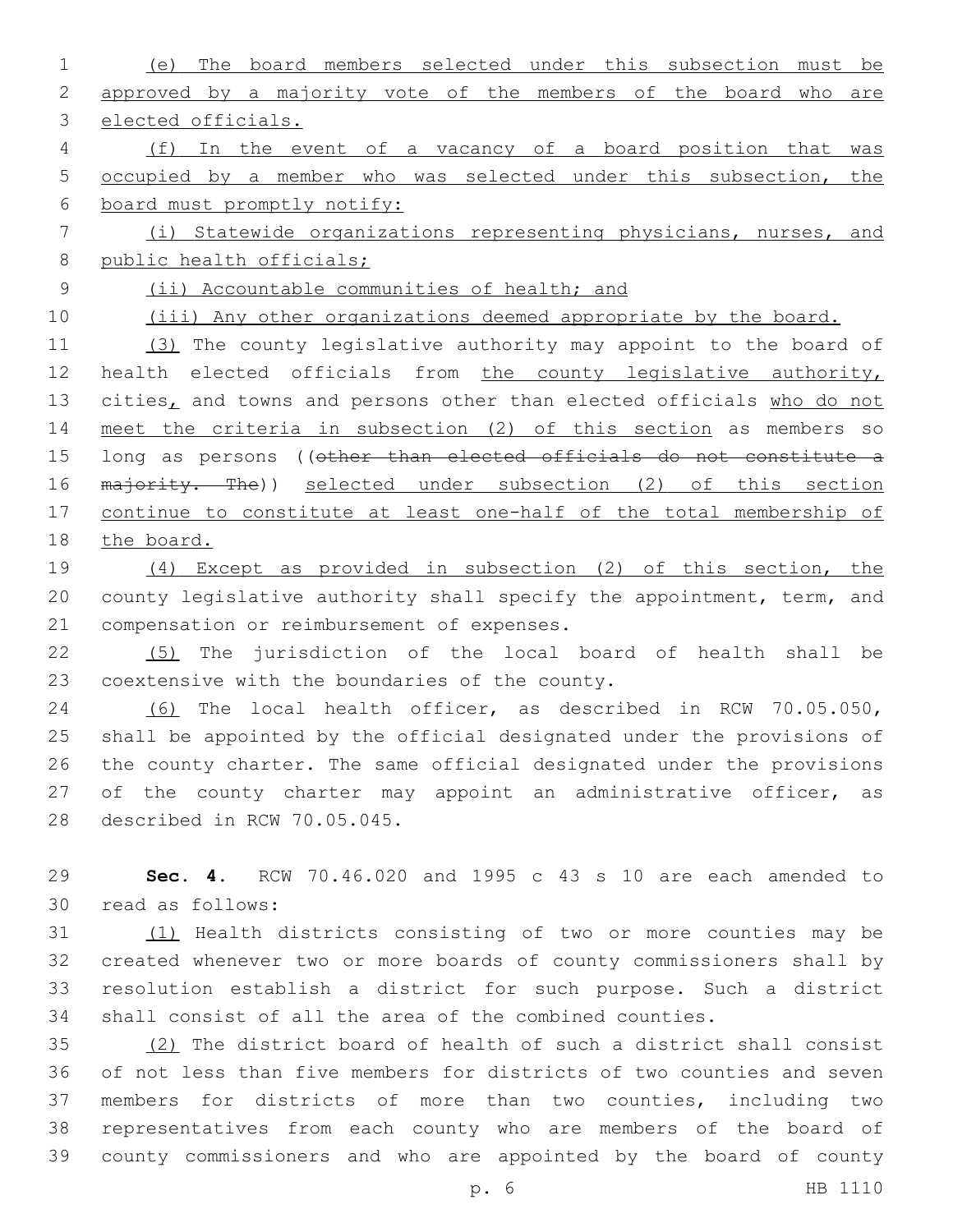(e) The board members selected under this subsection must be approved by a majority vote of the members of the board who are elected officials.

(f) In the event of a vacancy of a board position that was occupied by a member who was selected under this subsection, the board must promptly notify:

(i) Statewide organizations representing physicians, nurses, and public health officials;

(ii) Accountable communities of health; and

(iii) Any other organizations deemed appropriate by the board.

(3) The county legislative authority may appoint to the board of health elected officials from the county legislative authority, cities, and towns and persons other than elected officials who do not meet the criteria in subsection (2) of this section as members so long as persons ((~~other than elected officials do not constitute a majority. The~~)) selected under subsection (2) of this section continue to constitute at least one-half of the total membership of the board.

(4) Except as provided in subsection (2) of this section, the county legislative authority shall specify the appointment, term, and compensation or reimbursement of expenses.

(5) The jurisdiction of the local board of health shall be coextensive with the boundaries of the county.

(6) The local health officer, as described in RCW 70.05.050, shall be appointed by the official designated under the provisions of the county charter. The same official designated under the provisions of the county charter may appoint an administrative officer, as described in RCW 70.05.045.

**Sec. 4.** RCW 70.46.020 and 1995 c 43 s 10 are each amended to read as follows:

(1) Health districts consisting of two or more counties may be created whenever two or more boards of county commissioners shall by resolution establish a district for such purpose. Such a district shall consist of all the area of the combined counties.

(2) The district board of health of such a district shall consist of not less than five members for districts of two counties and seven members for districts of more than two counties, including two representatives from each county who are members of the board of county commissioners and who are appointed by the board of county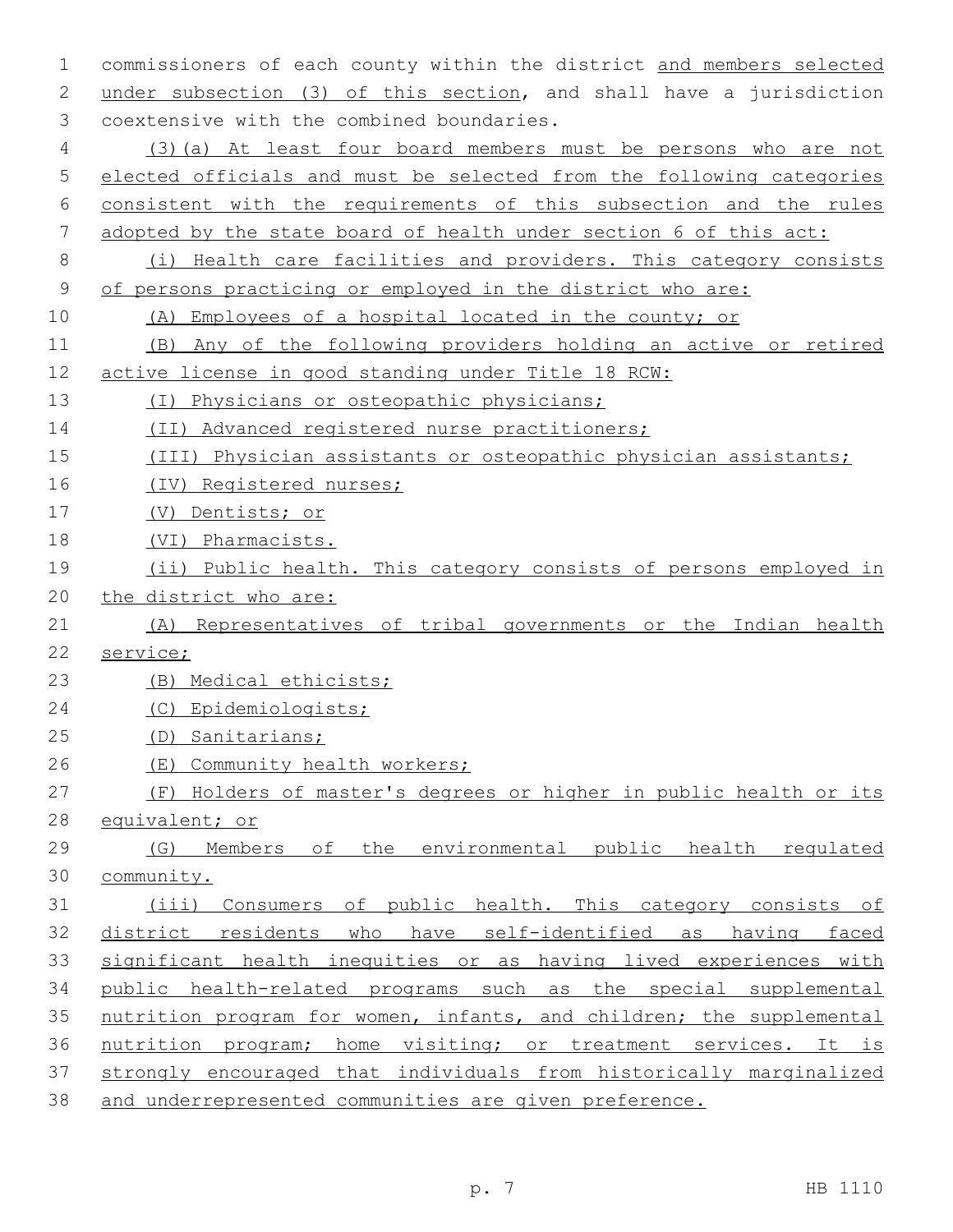commissioners of each county within the district and members selected under subsection (3) of this section, and shall have a jurisdiction coextensive with the combined boundaries.

(3)(a) At least four board members must be persons who are not elected officials and must be selected from the following categories consistent with the requirements of this subsection and the rules adopted by the state board of health under section 6 of this act:

(i) Health care facilities and providers. This category consists of persons practicing or employed in the district who are:

(A) Employees of a hospital located in the county; or

(B) Any of the following providers holding an active or retired active license in good standing under Title 18 RCW:

(I) Physicians or osteopathic physicians;

(II) Advanced registered nurse practitioners;

(III) Physician assistants or osteopathic physician assistants;

(IV) Registered nurses;

(V) Dentists; or

(VI) Pharmacists.

(ii) Public health. This category consists of persons employed in the district who are:

(A) Representatives of tribal governments or the Indian health service;

(B) Medical ethicists;

(C) Epidemiologists;

(D) Sanitarians;

(E) Community health workers;

(F) Holders of master's degrees or higher in public health or its equivalent; or

(G) Members of the environmental public health regulated community.

(iii) Consumers of public health. This category consists of district residents who have self-identified as having faced significant health inequities or as having lived experiences with public health-related programs such as the special supplemental nutrition program for women, infants, and children; the supplemental nutrition program; home visiting; or treatment services. It is strongly encouraged that individuals from historically marginalized and underrepresented communities are given preference.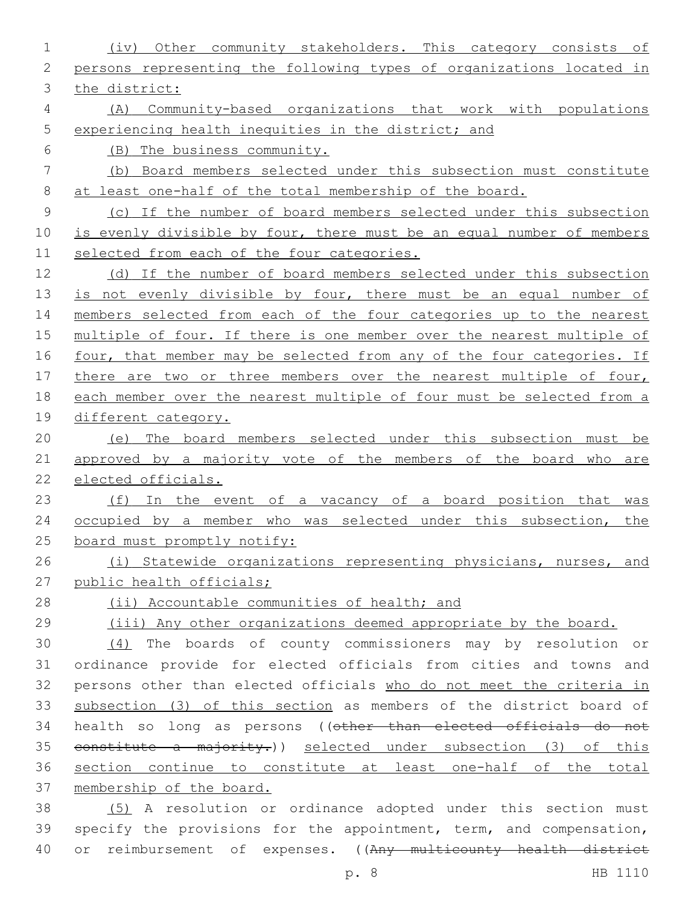(iv) Other community stakeholders. This category consists of persons representing the following types of organizations located in the district:

(A) Community-based organizations that work with populations experiencing health inequities in the district; and

(B) The business community.

(b) Board members selected under this subsection must constitute at least one-half of the total membership of the board.

(c) If the number of board members selected under this subsection is evenly divisible by four, there must be an equal number of members selected from each of the four categories.

(d) If the number of board members selected under this subsection is not evenly divisible by four, there must be an equal number of members selected from each of the four categories up to the nearest multiple of four. If there is one member over the nearest multiple of four, that member may be selected from any of the four categories. If there are two or three members over the nearest multiple of four, each member over the nearest multiple of four must be selected from a different category.

(e) The board members selected under this subsection must be approved by a majority vote of the members of the board who are elected officials.

(f) In the event of a vacancy of a board position that was occupied by a member who was selected under this subsection, the board must promptly notify:

(i) Statewide organizations representing physicians, nurses, and public health officials;

(ii) Accountable communities of health; and

(iii) Any other organizations deemed appropriate by the board.

(4) The boards of county commissioners may by resolution or ordinance provide for elected officials from cities and towns and persons other than elected officials who do not meet the criteria in subsection (3) of this section as members of the district board of health so long as persons ((~~other than elected officials do not constitute a majority.~~)) selected under subsection (3) of this section continue to constitute at least one-half of the total membership of the board.

(5) A resolution or ordinance adopted under this section must specify the provisions for the appointment, term, and compensation, or reimbursement of expenses. ((~~Any multicounty health district~~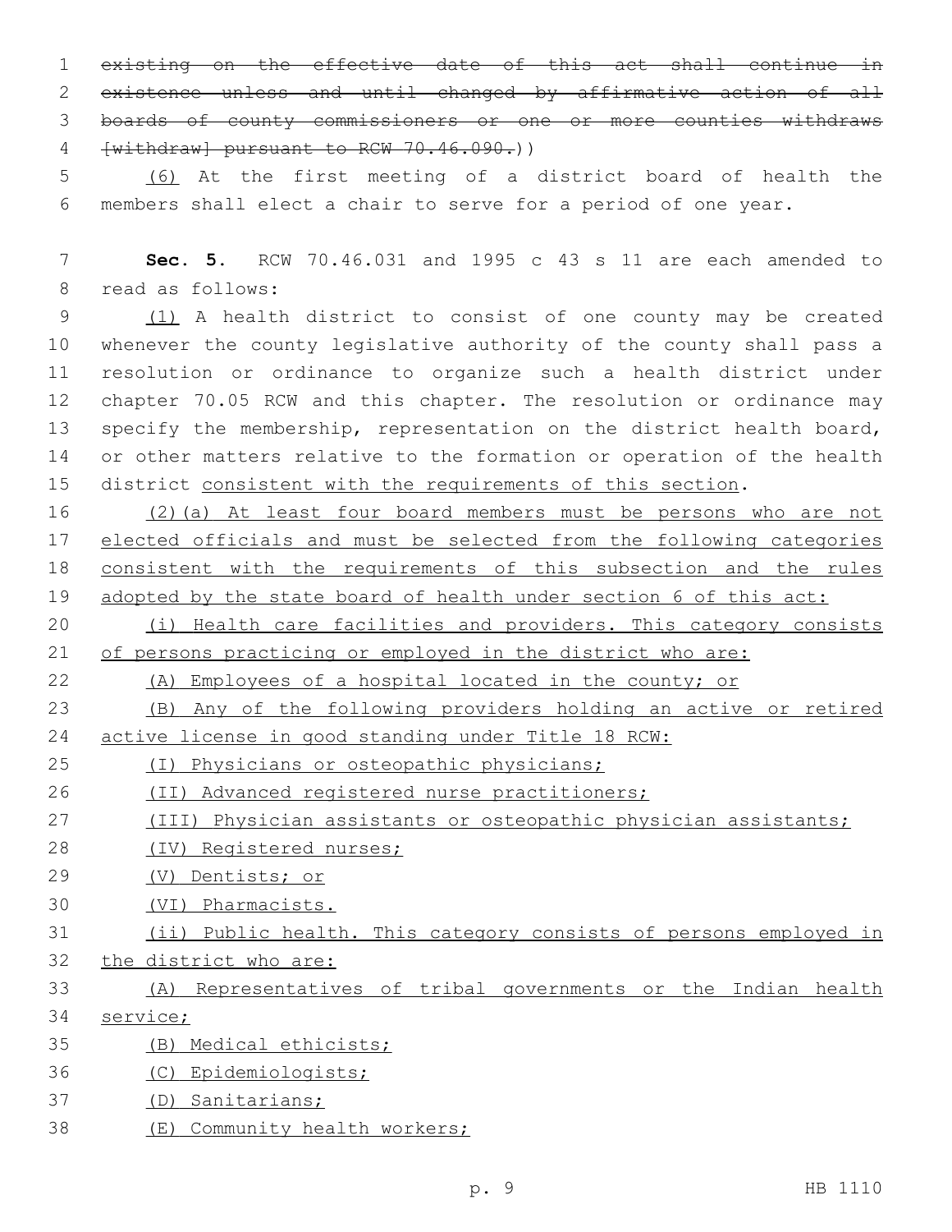~~existing on the effective date of this act shall continue in existence unless and until changed by affirmative action of all boards of county commissioners or one or more counties withdraws [withdraw] pursuant to RCW 70.46.090.~~))

<u>(6)</u> At the first meeting of a district board of health the members shall elect a chair to serve for a period of one year.

**Sec. 5.** RCW 70.46.031 and 1995 c 43 s 11 are each amended to read as follows:

<u>(1)</u> A health district to consist of one county may be created whenever the county legislative authority of the county shall pass a resolution or ordinance to organize such a health district under chapter 70.05 RCW and this chapter. The resolution or ordinance may specify the membership, representation on the district health board, or other matters relative to the formation or operation of the health district <u>consistent with the requirements of this section</u>.

<u>(2)(a) At least four board members must be persons who are not elected officials and must be selected from the following categories consistent with the requirements of this subsection and the rules adopted by the state board of health under section 6 of this act:</u>

<u>(i) Health care facilities and providers. This category consists of persons practicing or employed in the district who are:</u>

<u>(A) Employees of a hospital located in the county; or</u>

<u>(B) Any of the following providers holding an active or retired active license in good standing under Title 18 RCW:</u>

<u>(I) Physicians or osteopathic physicians;</u>

<u>(II) Advanced registered nurse practitioners;</u>

<u>(III) Physician assistants or osteopathic physician assistants;</u>

<u>(IV) Registered nurses;</u>

<u>(V) Dentists; or</u>

<u>(VI) Pharmacists.</u>

<u>(ii) Public health. This category consists of persons employed in the district who are:</u>

<u>(A) Representatives of tribal governments or the Indian health service;</u>

<u>(B) Medical ethicists;</u>

<u>(C) Epidemiologists;</u>

<u>(D) Sanitarians;</u>

<u>(E) Community health workers;</u>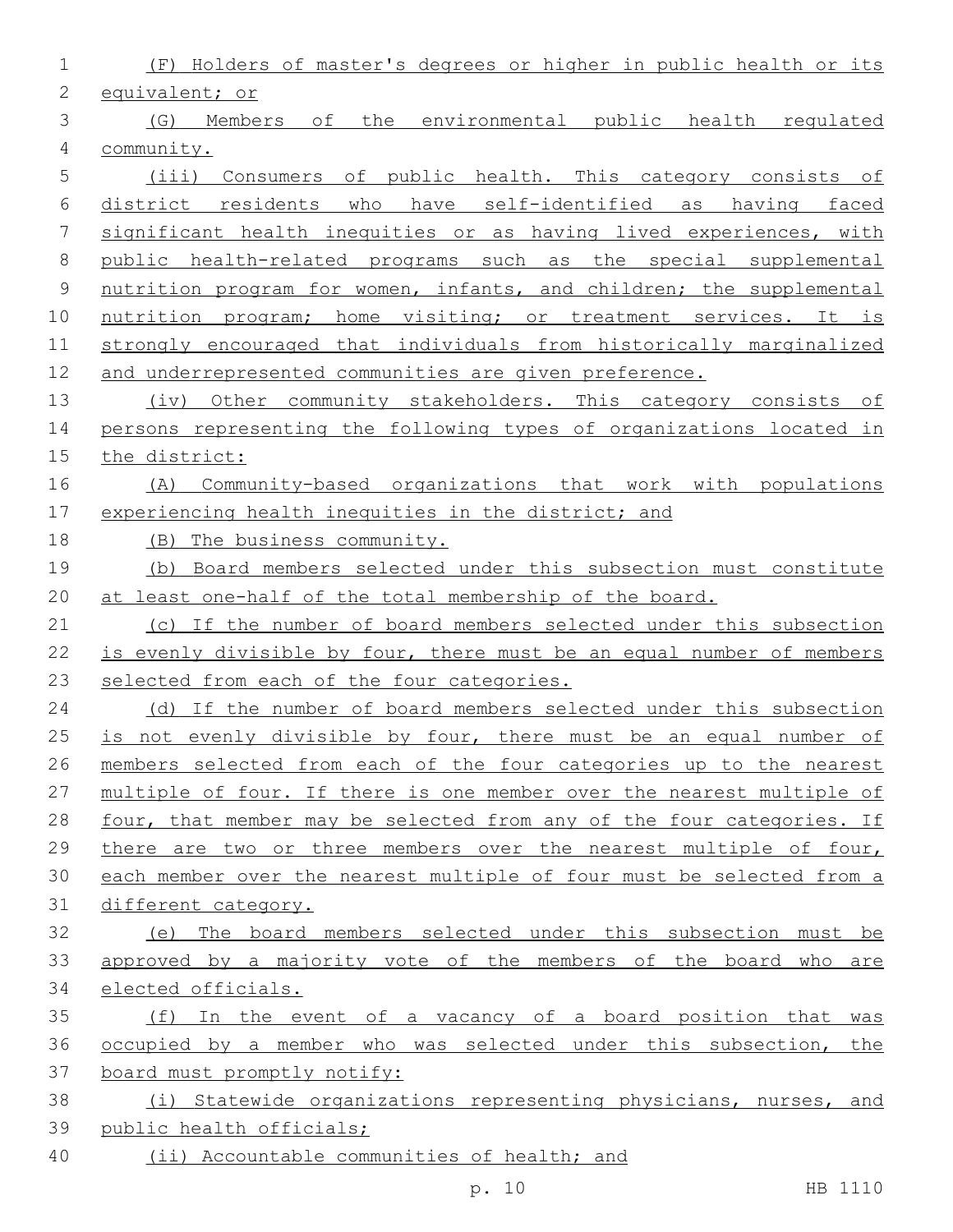(F) Holders of master's degrees or higher in public health or its equivalent; or

(G) Members of the environmental public health regulated community.

(iii) Consumers of public health. This category consists of district residents who have self-identified as having faced significant health inequities or as having lived experiences, with public health-related programs such as the special supplemental nutrition program for women, infants, and children; the supplemental nutrition program; home visiting; or treatment services. It is strongly encouraged that individuals from historically marginalized and underrepresented communities are given preference.

(iv) Other community stakeholders. This category consists of persons representing the following types of organizations located in the district:

(A) Community-based organizations that work with populations experiencing health inequities in the district; and

(B) The business community.

(b) Board members selected under this subsection must constitute at least one-half of the total membership of the board.

(c) If the number of board members selected under this subsection is evenly divisible by four, there must be an equal number of members selected from each of the four categories.

(d) If the number of board members selected under this subsection is not evenly divisible by four, there must be an equal number of members selected from each of the four categories up to the nearest multiple of four. If there is one member over the nearest multiple of four, that member may be selected from any of the four categories. If there are two or three members over the nearest multiple of four, each member over the nearest multiple of four must be selected from a different category.

(e) The board members selected under this subsection must be approved by a majority vote of the members of the board who are elected officials.

(f) In the event of a vacancy of a board position that was occupied by a member who was selected under this subsection, the board must promptly notify:

(i) Statewide organizations representing physicians, nurses, and public health officials;

(ii) Accountable communities of health; and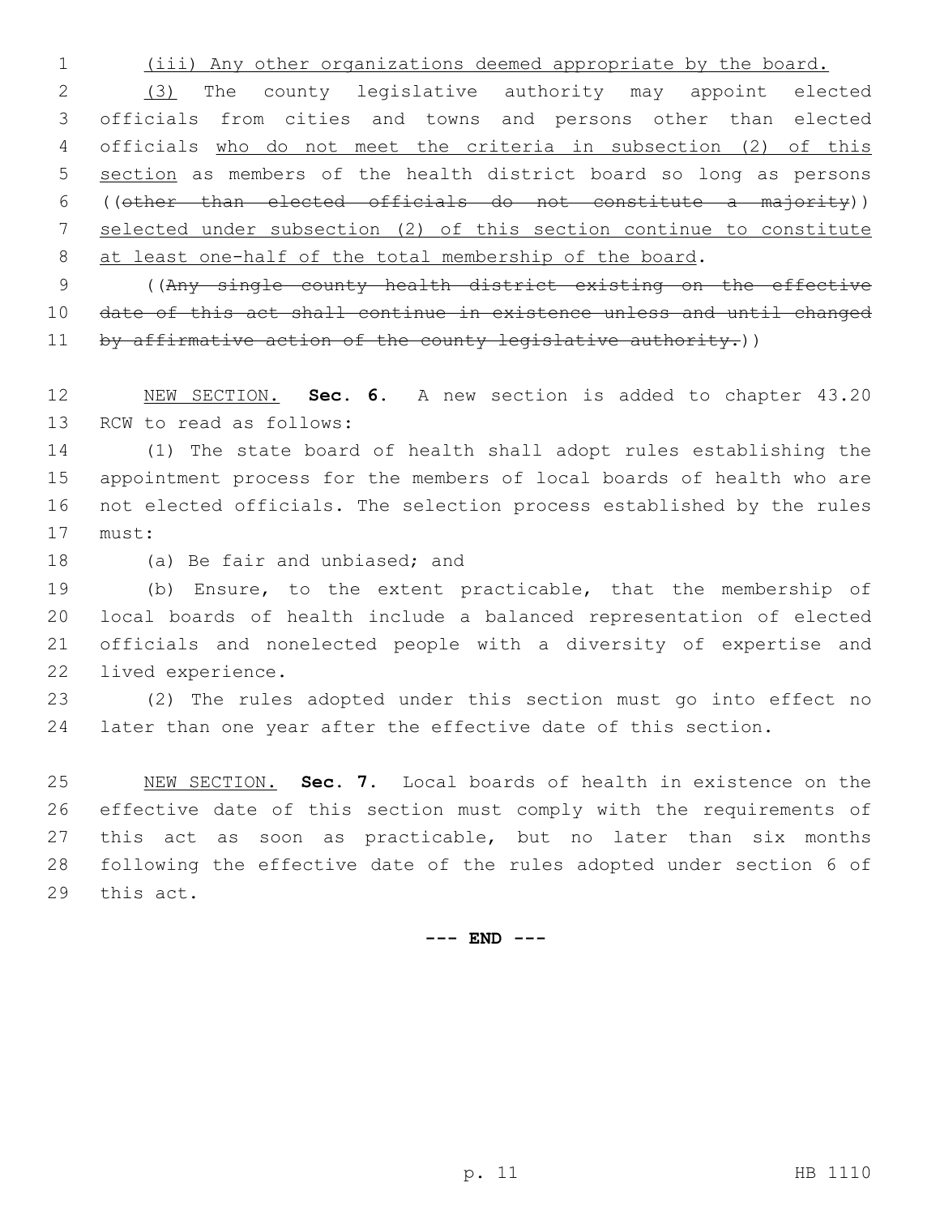(iii) Any other organizations deemed appropriate by the board.

(3) The county legislative authority may appoint elected officials from cities and towns and persons other than elected officials who do not meet the criteria in subsection (2) of this section as members of the health district board so long as persons ((~~other than elected officials do not constitute a majority~~)) selected under subsection (2) of this section continue to constitute at least one-half of the total membership of the board.

((~~Any single county health district existing on the effective date of this act shall continue in existence unless and until changed by affirmative action of the county legislative authority.~~))

NEW SECTION. **Sec. 6.** A new section is added to chapter 43.20 RCW to read as follows:

(1) The state board of health shall adopt rules establishing the appointment process for the members of local boards of health who are not elected officials. The selection process established by the rules must:

(a) Be fair and unbiased; and

(b) Ensure, to the extent practicable, that the membership of local boards of health include a balanced representation of elected officials and nonelected people with a diversity of expertise and lived experience.

(2) The rules adopted under this section must go into effect no later than one year after the effective date of this section.

NEW SECTION. **Sec. 7.** Local boards of health in existence on the effective date of this section must comply with the requirements of this act as soon as practicable, but no later than six months following the effective date of the rules adopted under section 6 of this act.

**--- END ---**